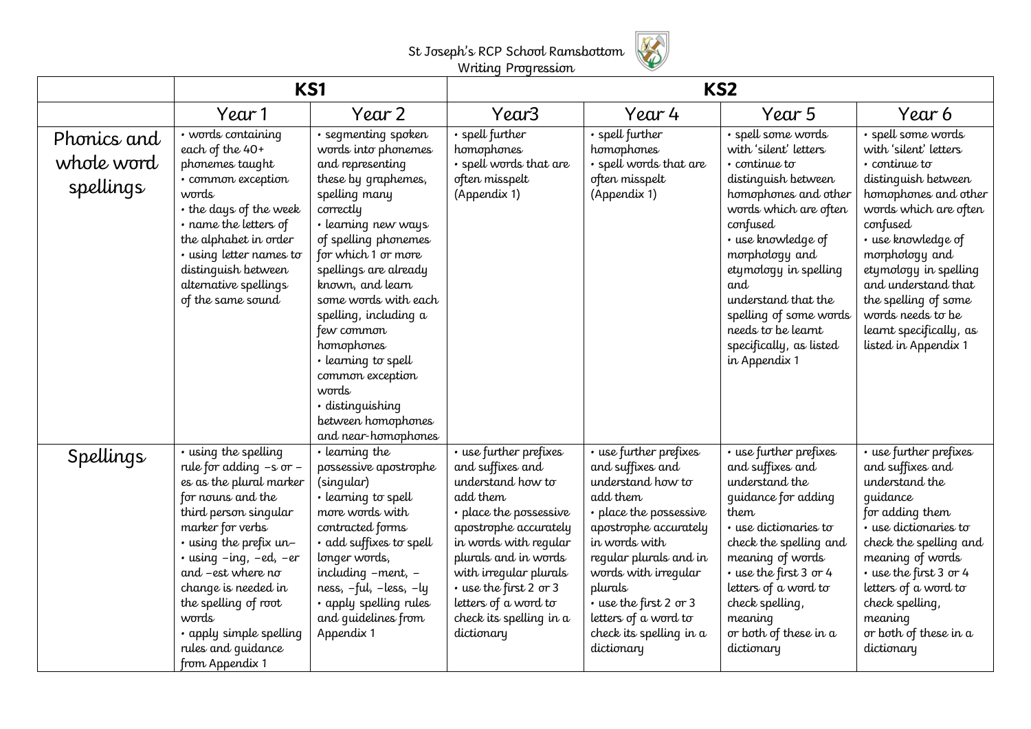St Joseph's RCP School Ramsbottom
Writing Progression

| | KS1 | | KS2 | | | |
|---|---|---|---|---|---|---|
| | Year 1 | Year 2 | Year3 | Year 4 | Year 5 | Year 6 |
| Phonics and whole word spellings | • words containing each of the 40+ phonemes taught<br>• common exception words<br>• the days of the week<br>• name the letters of the alphabet in order<br>• using letter names to distinguish between alternative spellings of the same sound | • segmenting spoken words into phonemes and representing these by graphemes, spelling many correctly<br>• learning new ways of spelling phonemes for which 1 or more spellings are already known, and learn some words with each spelling, including a few common homophones<br>• learning to spell common exception words<br>• distinguishing between homophones and near-homophones | • spell further homophones<br>• spell words that are often misspelt (Appendix 1) | • spell further homophones<br>• spell words that are often misspelt (Appendix 1) | • spell some words with 'silent' letters<br>• continue to distinguish between homophones and other words which are often confused<br>• use knowledge of morphology and etymology in spelling and understand that the spelling of some words needs to be learnt specifically, as listed in Appendix 1 | • spell some words with 'silent' letters<br>• continue to distinguish between homophones and other words which are often confused<br>• use knowledge of morphology and etymology in spelling and understand that the spelling of some words needs to be learnt specifically, as listed in Appendix 1 |
| Spellings | • using the spelling rule for adding –s or –es as the plural marker for nouns and the third person singular marker for verbs<br>• using the prefix un–<br>• using –ing, –ed, –er and –est where no change is needed in the spelling of root words<br>• apply simple spelling rules and guidance from Appendix 1 | • learning the possessive apostrophe (singular)<br>• learning to spell more words with contracted forms<br>• add suffixes to spell longer words, including –ment, –ness, –ful, –less, –ly<br>• apply spelling rules and guidelines from Appendix 1 | • use further prefixes and suffixes and understand how to add them<br>• place the possessive apostrophe accurately in words with regular plurals and in words with irregular plurals<br>• use the first 2 or 3 letters of a word to check its spelling in a dictionary | • use further prefixes and suffixes and understand how to add them<br>• place the possessive apostrophe accurately in words with regular plurals and in words with irregular plurals<br>• use the first 2 or 3 letters of a word to check its spelling in a dictionary | • use further prefixes and suffixes and understand the guidance for adding them<br>• use dictionaries to check the spelling and meaning of words<br>• use the first 3 or 4 letters of a word to check spelling, meaning or both of these in a dictionary | • use further prefixes and suffixes and understand the guidance for adding them<br>• use dictionaries to check the spelling and meaning of words<br>• use the first 3 or 4 letters of a word to check spelling, meaning or both of these in a dictionary |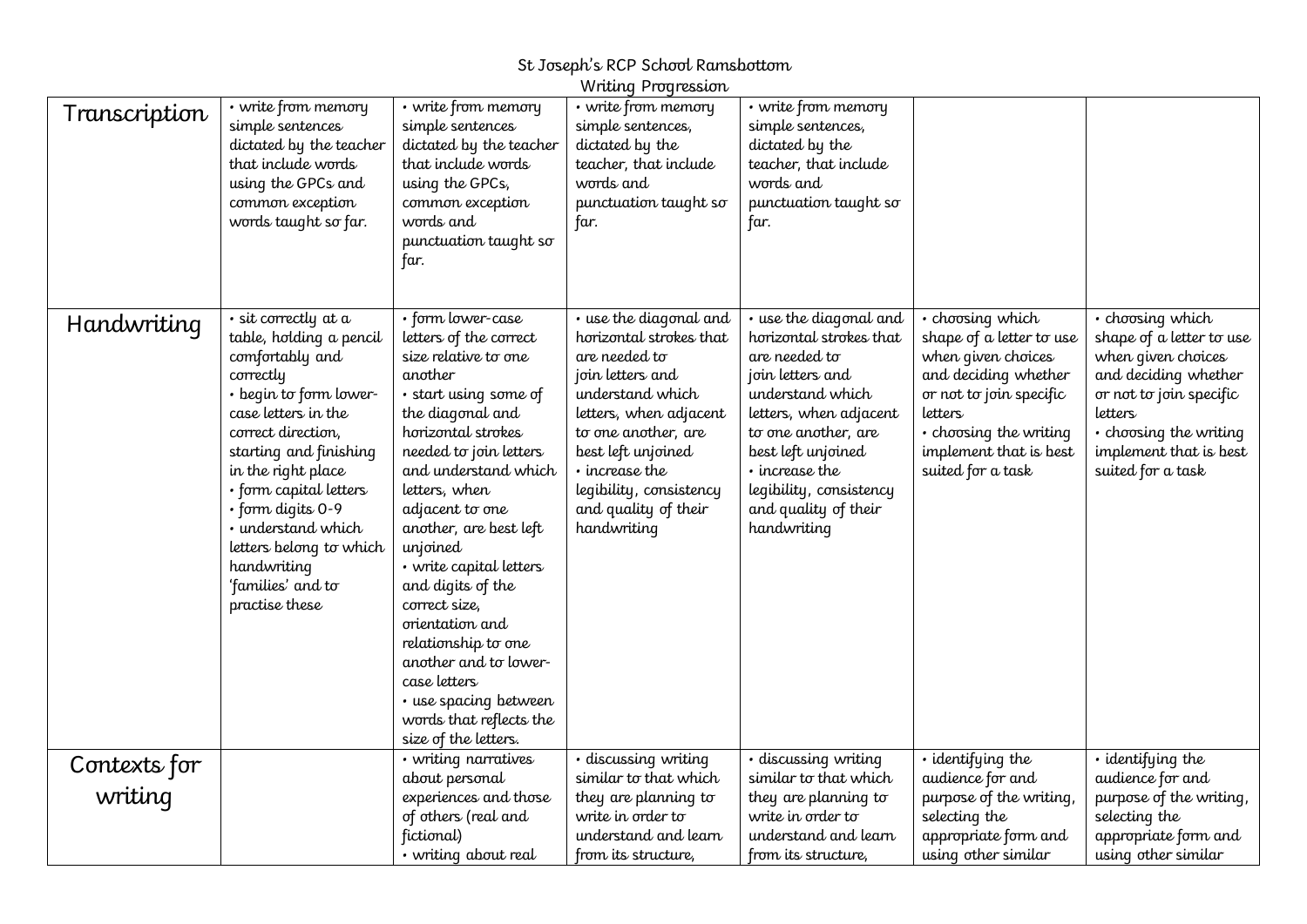St Joseph's RCP School Ramsbottom
Writing Progression

| | | | | | | |
|---|---|---|---|---|---|---|
| Transcription | • write from memory simple sentences dictated by the teacher that include words using the GPCs and common exception words taught so far. | • write from memory simple sentences dictated by the teacher that include words using the GPCs, common exception words and punctuation taught so far. | • write from memory simple sentences, dictated by the teacher, that include words and punctuation taught so far. | • write from memory simple sentences, dictated by the teacher, that include words and punctuation taught so far. | | |
| Handwriting | • sit correctly at a table, holding a pencil comfortably and correctly<br>• begin to form lower-case letters in the correct direction, starting and finishing in the right place<br>• form capital letters<br>• form digits 0-9<br>• understand which letters belong to which handwriting 'families' and to practise these | • form lower-case letters of the correct size relative to one another<br>• start using some of the diagonal and horizontal strokes needed to join letters and understand which letters, when adjacent to one another, are best left unjoined<br>• write capital letters and digits of the correct size, orientation and relationship to one another and to lower-case letters<br>• use spacing between words that reflects the size of the letters. | • use the diagonal and horizontal strokes that are needed to join letters and understand which letters, when adjacent to one another, are best left unjoined<br>• increase the legibility, consistency and quality of their handwriting | • use the diagonal and horizontal strokes that are needed to join letters and understand which letters, when adjacent to one another, are best left unjoined<br>• increase the legibility, consistency and quality of their handwriting | • choosing which shape of a letter to use when given choices and deciding whether or not to join specific letters<br>• choosing the writing implement that is best suited for a task | • choosing which shape of a letter to use when given choices and deciding whether or not to join specific letters<br>• choosing the writing implement that is best suited for a task |
| Contexts for writing | | • writing narratives about personal experiences and those of others (real and fictional)<br>• writing about real | • discussing writing similar to that which they are planning to write in order to understand and learn from its structure, | • discussing writing similar to that which they are planning to write in order to understand and learn from its structure, | • identifying the audience for and purpose of the writing, selecting the appropriate form and using other similar | • identifying the audience for and purpose of the writing, selecting the appropriate form and using other similar |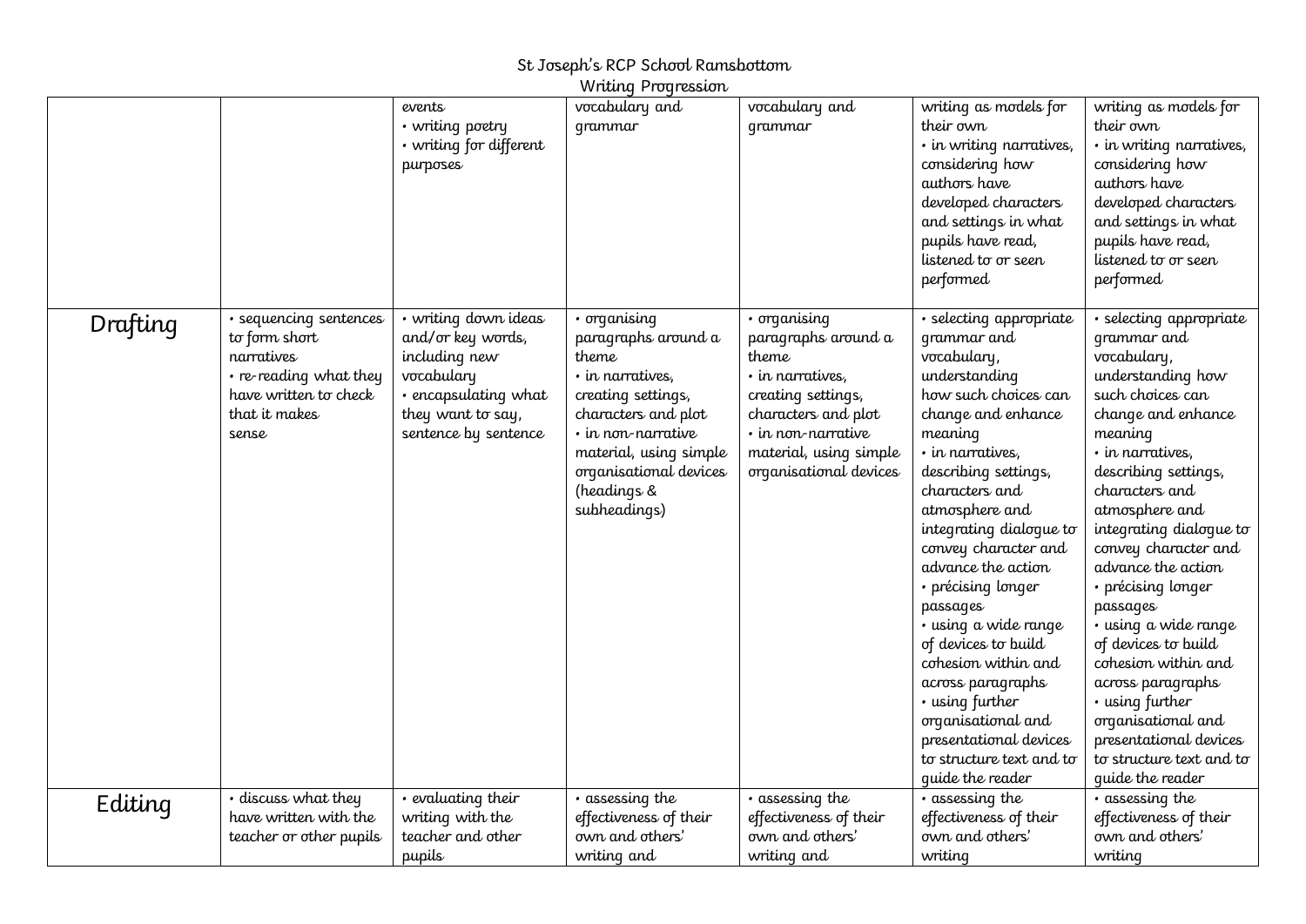St Joseph's RCP School Ramsbottom
Writing Progression

| | | | | | | |
|---|---|---|---|---|---|---|
| | | events<br>• writing poetry<br>• writing for different purposes | vocabulary and grammar | vocabulary and grammar | writing as models for their own<br>• in writing narratives, considering how authors have developed characters and settings in what pupils have read, listened to or seen performed | writing as models for their own<br>• in writing narratives, considering how authors have developed characters and settings in what pupils have read, listened to or seen performed |
| Drafting | • sequencing sentences to form short narratives<br>• re-reading what they have written to check that it makes sense | • writing down ideas and/or key words, including new vocabulary<br>• encapsulating what they want to say, sentence by sentence | • organising paragraphs around a theme<br>• in narratives, creating settings, characters and plot<br>• in non-narrative material, using simple organisational devices (headings & subheadings) | • organising paragraphs around a theme<br>• in narratives, creating settings, characters and plot<br>• in non-narrative material, using simple organisational devices | • selecting appropriate grammar and vocabulary, understanding how such choices can change and enhance meaning<br>• in narratives, describing settings, characters and atmosphere and integrating dialogue to convey character and advance the action<br>• précising longer passages<br>• using a wide range of devices to build cohesion within and across paragraphs<br>• using further organisational and presentational devices to structure text and to guide the reader | • selecting appropriate grammar and vocabulary, understanding how such choices can change and enhance meaning<br>• in narratives, describing settings, characters and atmosphere and integrating dialogue to convey character and advance the action<br>• précising longer passages<br>• using a wide range of devices to build cohesion within and across paragraphs<br>• using further organisational and presentational devices to structure text and to guide the reader |
| Editing | • discuss what they have written with the teacher or other pupils | • evaluating their writing with the teacher and other pupils | • assessing the effectiveness of their own and others' writing and | • assessing the effectiveness of their own and others' writing and | • assessing the effectiveness of their own and others' writing | • assessing the effectiveness of their own and others' writing |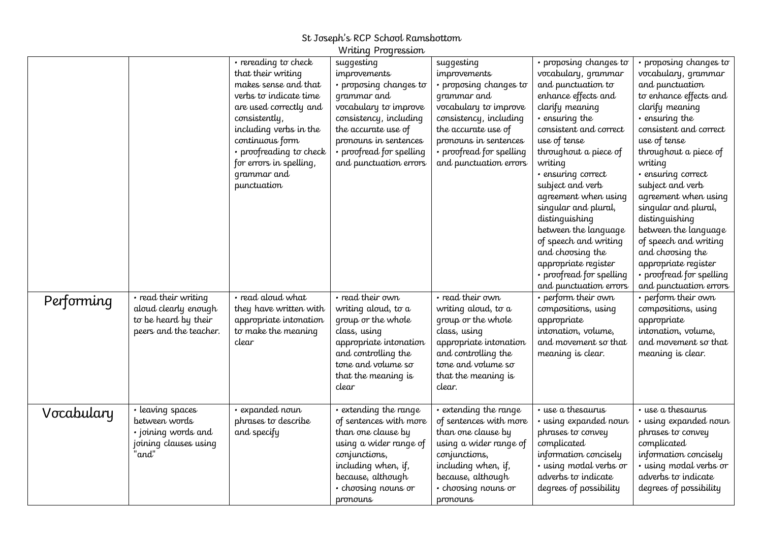St Joseph's RCP School Ramsbottom
Writing Progression

| | | | | | | |
|---|---|---|---|---|---|---|
| | | • rereading to check that their writing makes sense and that verbs to indicate time are used correctly and consistently, including verbs in the continuous form • proofreading to check for errors in spelling, grammar and punctuation | suggesting improvements • proposing changes to grammar and vocabulary to improve consistency, including the accurate use of pronouns in sentences • proofread for spelling and punctuation errors | suggesting improvements • proposing changes to grammar and vocabulary to improve consistency, including the accurate use of pronouns in sentences • proofread for spelling and punctuation errors | • proposing changes to vocabulary, grammar and punctuation to enhance effects and clarify meaning • ensuring the consistent and correct use of tense throughout a piece of writing • ensuring correct subject and verb agreement when using singular and plural, distinguishing between the language of speech and writing and choosing the appropriate register • proofread for spelling and punctuation errors | • proposing changes to vocabulary, grammar and punctuation to enhance effects and clarify meaning • ensuring the consistent and correct use of tense throughout a piece of writing • ensuring correct subject and verb agreement when using singular and plural, distinguishing between the language of speech and writing and choosing the appropriate register • proofread for spelling and punctuation errors |
| Performing | • read their writing aloud clearly enough to be heard by their peers and the teacher. | • read aloud what they have written with appropriate intonation to make the meaning clear | • read their own writing aloud, to a group or the whole class, using appropriate intonation and controlling the tone and volume so that the meaning is clear | • read their own writing aloud, to a group or the whole class, using appropriate intonation and controlling the tone and volume so that the meaning is clear. | • perform their own compositions, using appropriate intonation, volume, and movement so that meaning is clear. | • perform their own compositions, using appropriate intonation, volume, and movement so that meaning is clear. |
| Vocabulary | • leaving spaces between words • joining words and joining clauses using "and" | • expanded noun phrases to describe and specify | • extending the range of sentences with more than one clause by using a wider range of conjunctions, including when, if, because, although • choosing nouns or pronouns | • extending the range of sentences with more than one clause by using a wider range of conjunctions, including when, if, because, although • choosing nouns or pronouns | • use a thesaurus • using expanded noun phrases to convey complicated information concisely • using modal verbs or adverbs to indicate degrees of possibility | • use a thesaurus • using expanded noun phrases to convey complicated information concisely • using modal verbs or adverbs to indicate degrees of possibility |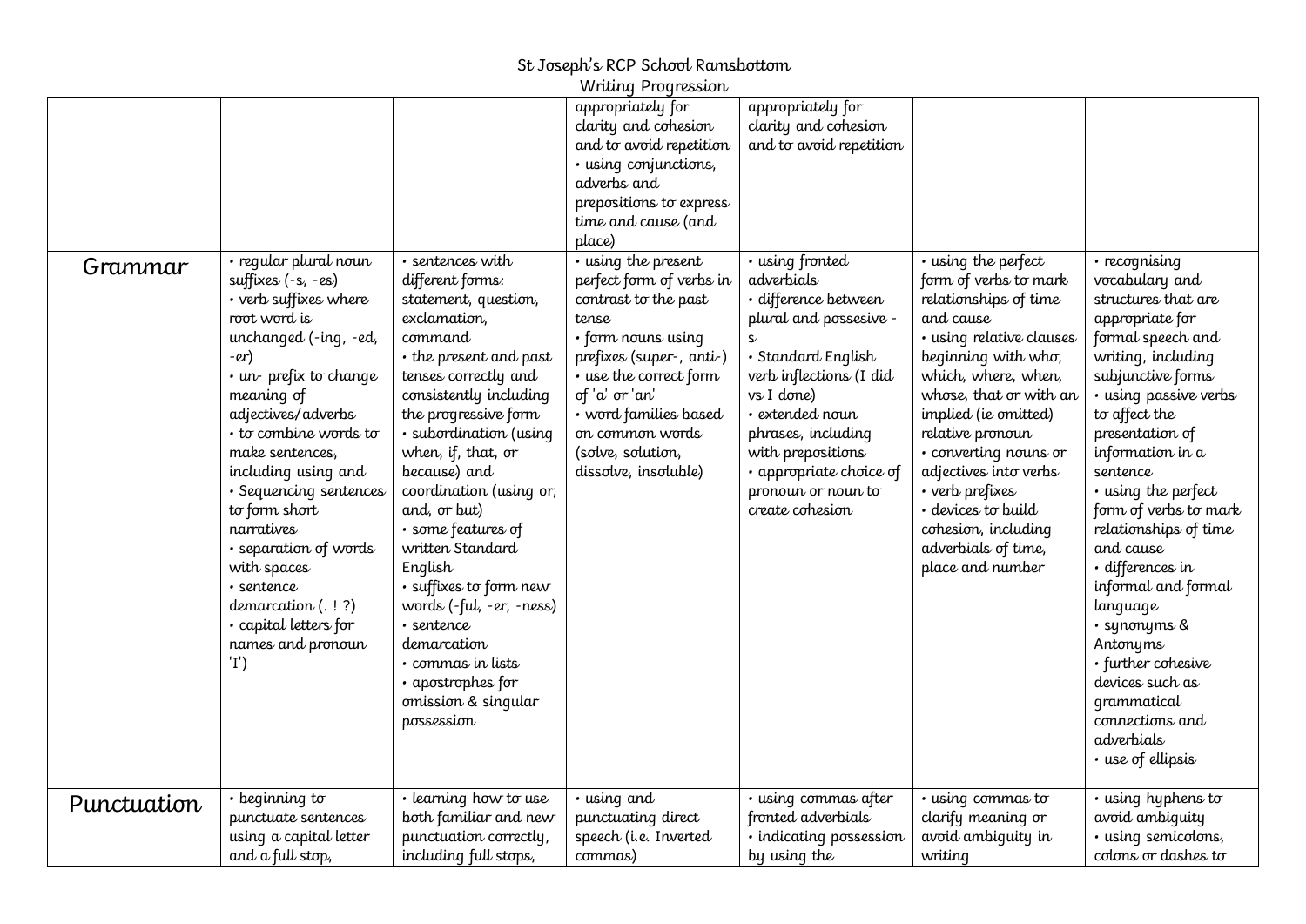St Joseph's RCP School Ramsbottom
Writing Progression

| | | | | | | |
|---|---|---|---|---|---|---|
| | | | appropriately for clarity and cohesion and to avoid repetition<br>• using conjunctions, adverbs and prepositions to express time and cause (and place) | appropriately for clarity and cohesion and to avoid repetition | | |
| Grammar | • regular plural noun suffixes (-s, -es)<br>• verb suffixes where root word is unchanged (-ing, -ed, -er)<br>• un- prefix to change meaning of adjectives/adverbs<br>• to combine words to make sentences, including using and<br>• Sequencing sentences to form short narratives<br>• separation of words with spaces<br>• sentence demarcation (. ! ?)<br>• capital letters for names and pronoun 'I') | • sentences with different forms: statement, question, exclamation, command<br>• the present and past tenses correctly and consistently including the progressive form<br>• subordination (using when, if, that, or because) and coordination (using or, and, or but)<br>• some features of written Standard English<br>• suffixes to form new words (-ful, -er, -ness)<br>• sentence demarcation<br>• commas in lists<br>• apostrophes for omission & singular possession | • using the present perfect form of verbs in contrast to the past tense<br>• form nouns using prefixes (super-, anti-)<br>• use the correct form of 'a' or 'an'<br>• word families based on common words (solve, solution, dissolve, insoluble) | • using fronted adverbials<br>• difference between plural and possesive -s<br>• Standard English verb inflections (I did vs I done)<br>• extended noun phrases, including with prepositions<br>• appropriate choice of pronoun or noun to create cohesion | • using the perfect form of verbs to mark relationships of time and cause<br>• using relative clauses beginning with who, which, where, when, whose, that or with an implied (ie omitted) relative pronoun<br>• converting nouns or adjectives into verbs<br>• verb prefixes<br>• devices to build cohesion, including adverbials of time, place and number | • recognising vocabulary and structures that are appropriate for formal speech and writing, including subjunctive forms<br>• using passive verbs to affect the presentation of information in a sentence<br>• using the perfect form of verbs to mark relationships of time and cause<br>• differences in informal and formal language<br>• synonyms & Antonyms<br>• further cohesive devices such as grammatical connections and adverbials<br>• use of ellipsis |
| Punctuation | • beginning to punctuate sentences using a capital letter and a full stop, | • learning how to use both familiar and new punctuation correctly, including full stops, | • using and punctuating direct speech (i.e. Inverted commas) | • using commas after fronted adverbials<br>• indicating possession by using the | • using commas to clarify meaning or avoid ambiguity in writing | • using hyphens to avoid ambiguity<br>• using semicolons, colons or dashes to |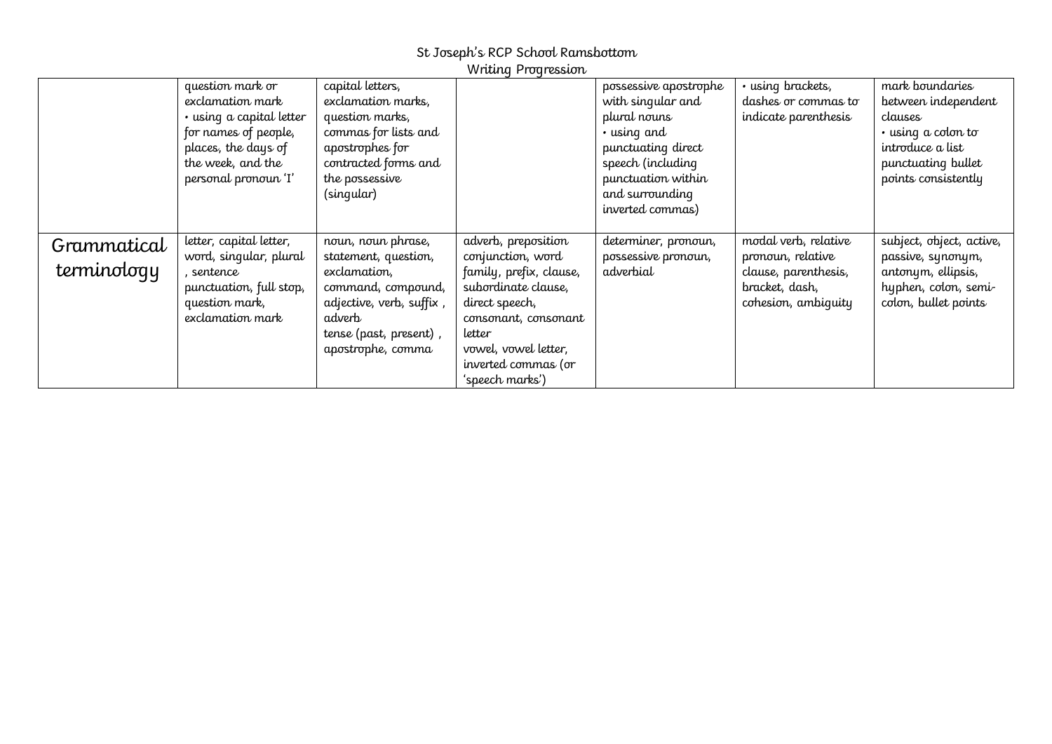St Joseph's RCP School Ramsbottom
Writing Progression

| | | | | | | |
|---|---|---|---|---|---|---|
| | question mark or exclamation mark • using a capital letter for names of people, places, the days of the week, and the personal pronoun 'I' | capital letters, exclamation marks, question marks, commas for lists and apostrophes for contracted forms and the possessive (singular) | | possessive apostrophe with singular and plural nouns • using and punctuating direct speech (including punctuation within and surrounding inverted commas) | • using brackets, dashes or commas to indicate parenthesis | mark boundaries between independent clauses • using a colon to introduce a list punctuating bullet points consistently |
| Grammatical terminology | letter, capital letter, word, singular, plural , sentence punctuation, full stop, question mark, exclamation mark | noun, noun phrase, statement, question, exclamation, command, compound, adjective, verb, suffix , adverb tense (past, present) , apostrophe, comma | adverb, preposition conjunction, word family, prefix, clause, subordinate clause, direct speech, consonant, consonant letter vowel, vowel letter, inverted commas (or 'speech marks') | determiner, pronoun, possessive pronoun, adverbial | modal verb, relative pronoun, relative clause, parenthesis, bracket, dash, cohesion, ambiguity | subject, object, active, passive, synonym, antonym, ellipsis, hyphen, colon, semi-colon, bullet points |